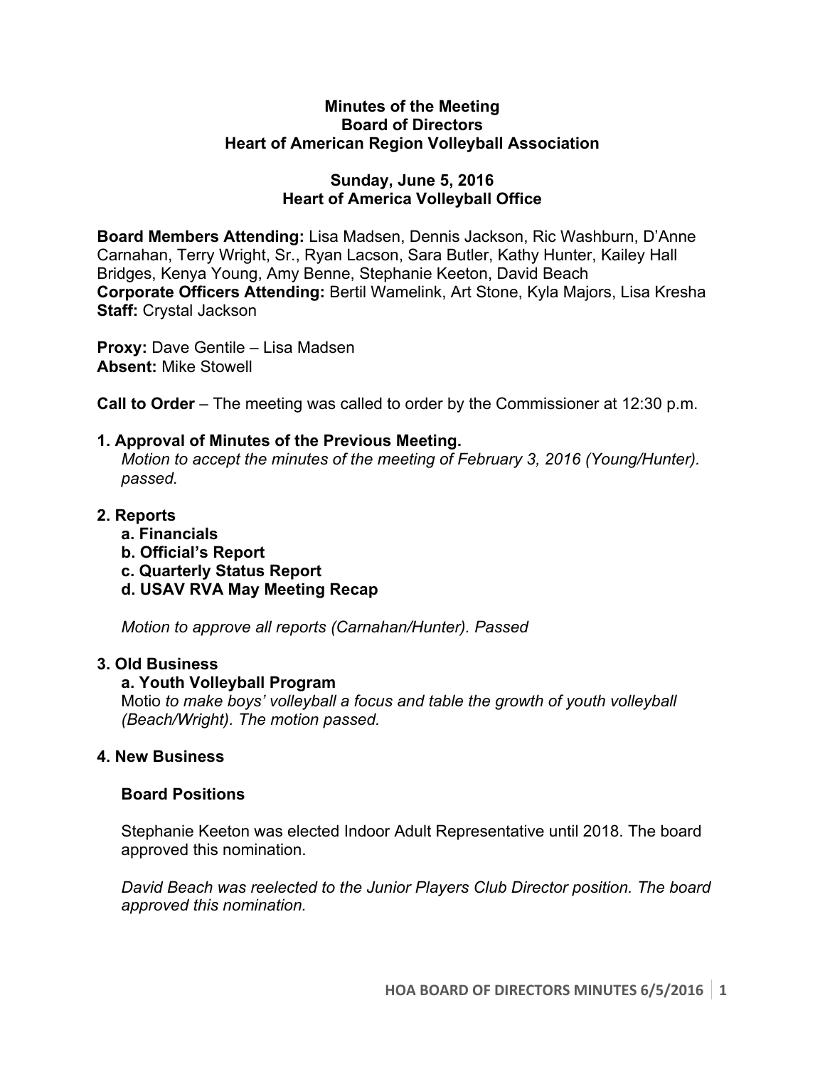**Minutes of the Meeting**
**Board of Directors**
**Heart of American Region Volleyball Association**

**Sunday, June 5, 2016**
**Heart of America Volleyball Office**

**Board Members Attending:** Lisa Madsen, Dennis Jackson, Ric Washburn, D'Anne Carnahan, Terry Wright, Sr., Ryan Lacson, Sara Butler, Kathy Hunter, Kailey Hall Bridges, Kenya Young, Amy Benne, Stephanie Keeton, David Beach
**Corporate Officers Attending:** Bertil Wamelink, Art Stone, Kyla Majors, Lisa Kresha
**Staff:** Crystal Jackson

**Proxy:** Dave Gentile – Lisa Madsen
**Absent:** Mike Stowell

**Call to Order** – The meeting was called to order by the Commissioner at 12:30 p.m.

**1. Approval of Minutes of the Previous Meeting.**

*Motion to accept the minutes of the meeting of February 3, 2016 (Young/Hunter). passed.*

**2. Reports**

- **a. Financials**
- **b. Official's Report**
- **c. Quarterly Status Report**
- **d. USAV RVA May Meeting Recap**

*Motion to approve all reports (Carnahan/Hunter). Passed*

**3. Old Business**

**a. Youth Volleyball Program**

Motio *to make boys' volleyball a focus and table the growth of youth volleyball (Beach/Wright). The motion passed.*

**4. New Business**

**Board Positions**

Stephanie Keeton was elected Indoor Adult Representative until 2018. The board approved this nomination.

*David Beach was reelected to the Junior Players Club Director position. The board approved this nomination.*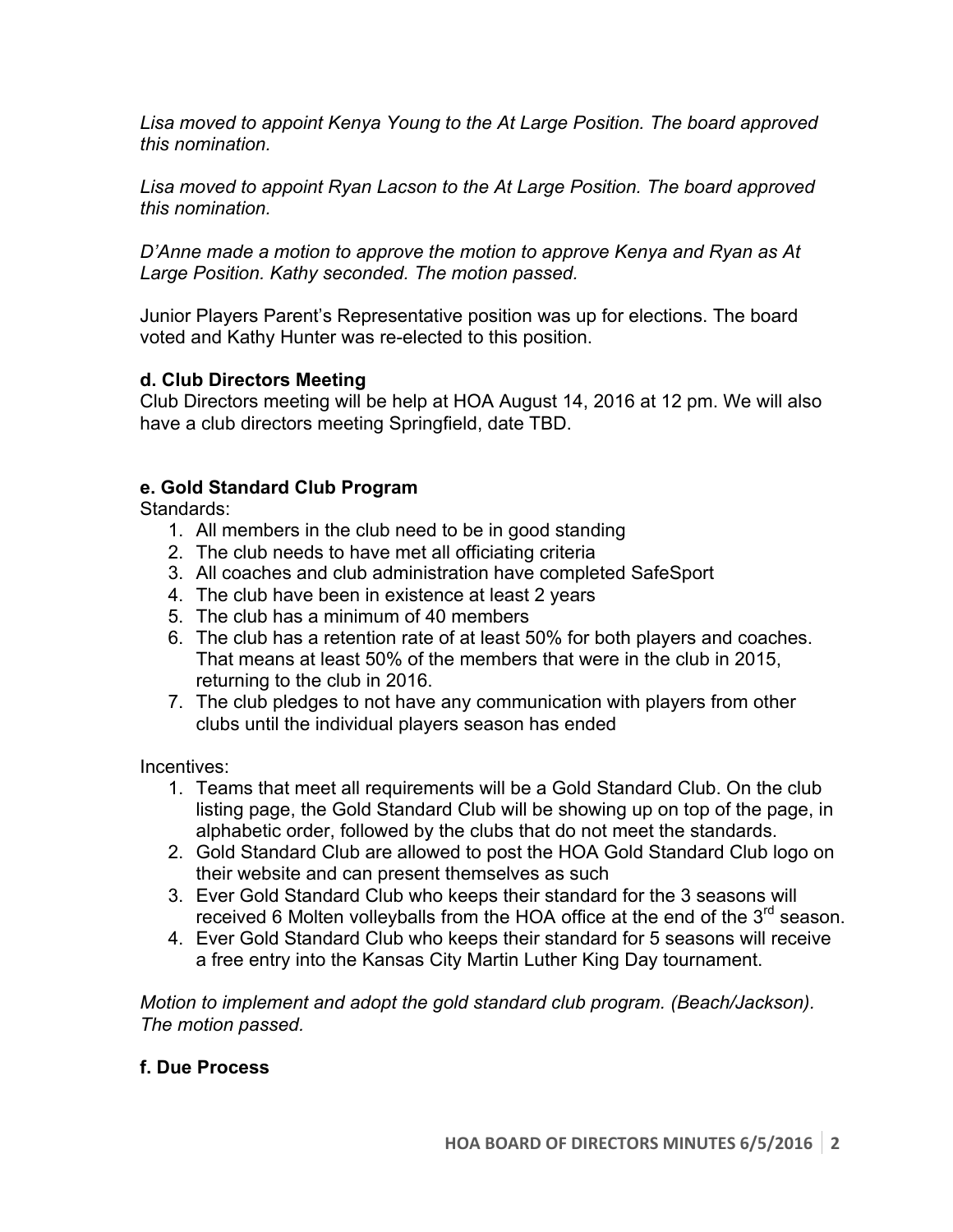*Lisa moved to appoint Kenya Young to the At Large Position. The board approved this nomination.*

*Lisa moved to appoint Ryan Lacson to the At Large Position. The board approved this nomination.*

*D'Anne made a motion to approve the motion to approve Kenya and Ryan as At Large Position. Kathy seconded. The motion passed.*

Junior Players Parent's Representative position was up for elections. The board voted and Kathy Hunter was re-elected to this position.

**d. Club Directors Meeting**

Club Directors meeting will be help at HOA August 14, 2016 at 12 pm. We will also have a club directors meeting Springfield, date TBD.

**e. Gold Standard Club Program**

Standards:

1. All members in the club need to be in good standing
2. The club needs to have met all officiating criteria
3. All coaches and club administration have completed SafeSport
4. The club have been in existence at least 2 years
5. The club has a minimum of 40 members
6. The club has a retention rate of at least 50% for both players and coaches. That means at least 50% of the members that were in the club in 2015, returning to the club in 2016.
7. The club pledges to not have any communication with players from other clubs until the individual players season has ended

Incentives:

1. Teams that meet all requirements will be a Gold Standard Club. On the club listing page, the Gold Standard Club will be showing up on top of the page, in alphabetic order, followed by the clubs that do not meet the standards.
2. Gold Standard Club are allowed to post the HOA Gold Standard Club logo on their website and can present themselves as such
3. Ever Gold Standard Club who keeps their standard for the 3 seasons will received 6 Molten volleyballs from the HOA office at the end of the 3rd season.
4. Ever Gold Standard Club who keeps their standard for 5 seasons will receive a free entry into the Kansas City Martin Luther King Day tournament.

*Motion to implement and adopt the gold standard club program. (Beach/Jackson). The motion passed.*

**f. Due Process**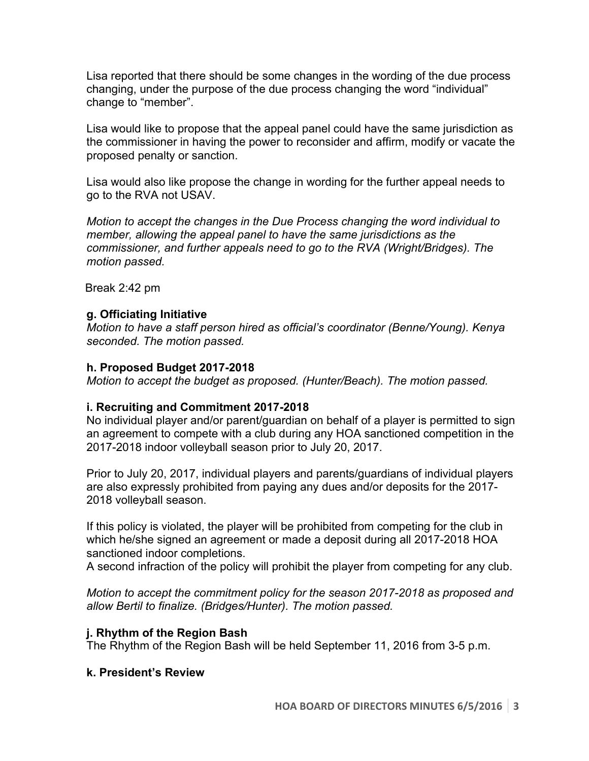Lisa reported that there should be some changes in the wording of the due process changing, under the purpose of the due process changing the word "individual" change to "member".

Lisa would like to propose that the appeal panel could have the same jurisdiction as the commissioner in having the power to reconsider and affirm, modify or vacate the proposed penalty or sanction.

Lisa would also like propose the change in wording for the further appeal needs to go to the RVA not USAV.

*Motion to accept the changes in the Due Process changing the word individual to member, allowing the appeal panel to have the same jurisdictions as the commissioner, and further appeals need to go to the RVA (Wright/Bridges). The motion passed.*

Break 2:42 pm

**g. Officiating Initiative**

*Motion to have a staff person hired as official's coordinator (Benne/Young). Kenya seconded. The motion passed.*

**h. Proposed Budget 2017-2018**

*Motion to accept the budget as proposed. (Hunter/Beach). The motion passed.*

**i. Recruiting and Commitment 2017-2018**

No individual player and/or parent/guardian on behalf of a player is permitted to sign an agreement to compete with a club during any HOA sanctioned competition in the 2017-2018 indoor volleyball season prior to July 20, 2017.

Prior to July 20, 2017, individual players and parents/guardians of individual players are also expressly prohibited from paying any dues and/or deposits for the 2017-2018 volleyball season.

If this policy is violated, the player will be prohibited from competing for the club in which he/she signed an agreement or made a deposit during all 2017-2018 HOA sanctioned indoor completions.
A second infraction of the policy will prohibit the player from competing for any club.

*Motion to accept the commitment policy for the season 2017-2018 as proposed and allow Bertil to finalize. (Bridges/Hunter). The motion passed.*

**j. Rhythm of the Region Bash**

The Rhythm of the Region Bash will be held September 11, 2016 from 3-5 p.m.

**k. President's Review**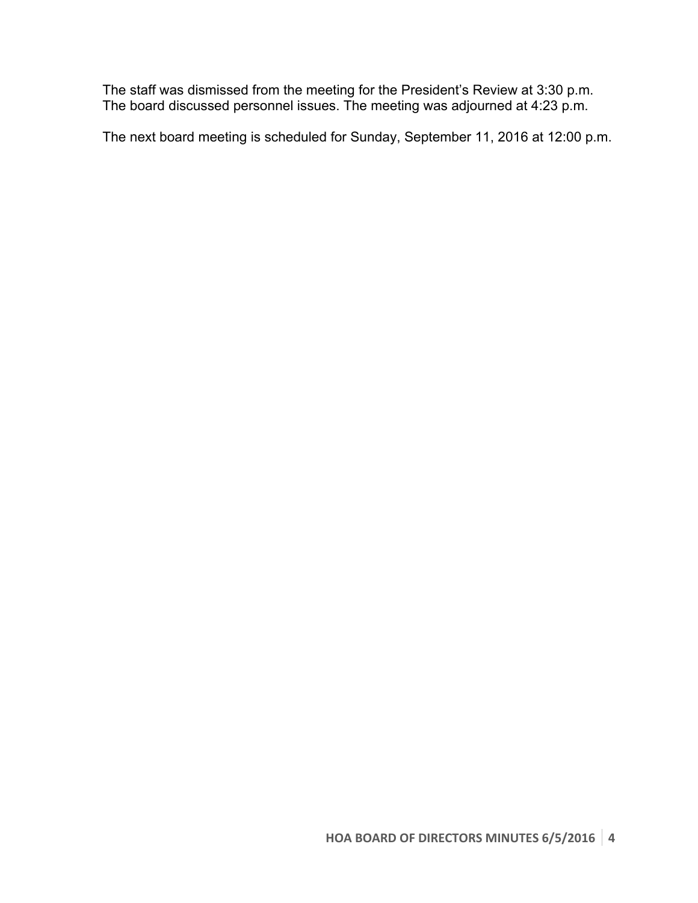The staff was dismissed from the meeting for the President's Review at 3:30 p.m. The board discussed personnel issues. The meeting was adjourned at 4:23 p.m.

The next board meeting is scheduled for Sunday, September 11, 2016 at 12:00 p.m.